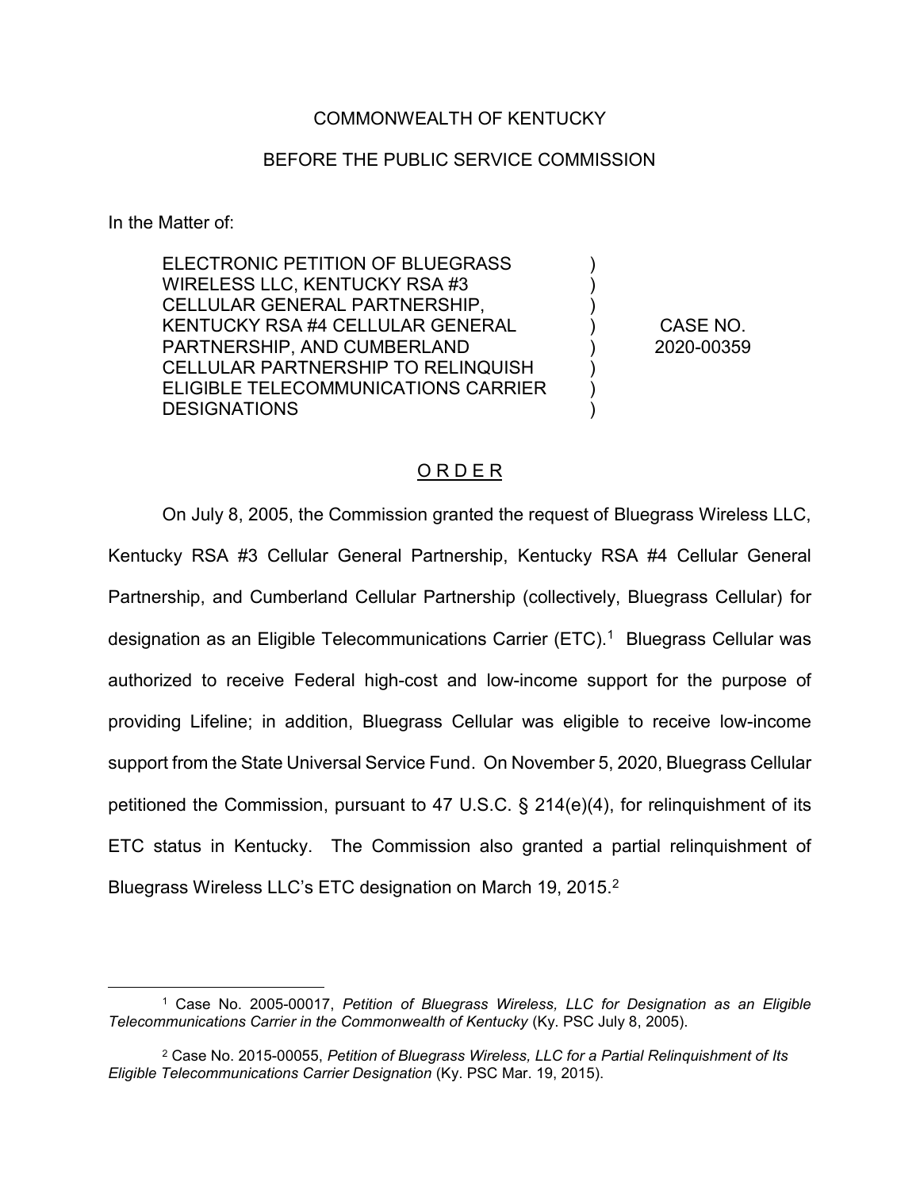COMMONWEALTH OF KENTUCKY

BEFORE THE PUBLIC SERVICE COMMISSION

In the Matter of:

| | | |
|---|---|---|
| ELECTRONIC PETITION OF BLUEGRASS WIRELESS LLC, KENTUCKY RSA #3 CELLULAR GENERAL PARTNERSHIP, KENTUCKY RSA #4 CELLULAR GENERAL PARTNERSHIP, AND CUMBERLAND CELLULAR PARTNERSHIP TO RELINQUISH ELIGIBLE TELECOMMUNICATIONS CARRIER DESIGNATIONS | ) | CASE NO. 2020-00359 |

<u>O R D E R</u>

On July 8, 2005, the Commission granted the request of Bluegrass Wireless LLC, Kentucky RSA #3 Cellular General Partnership, Kentucky RSA #4 Cellular General Partnership, and Cumberland Cellular Partnership (collectively, Bluegrass Cellular) for designation as an Eligible Telecommunications Carrier (ETC).[1] Bluegrass Cellular was authorized to receive Federal high-cost and low-income support for the purpose of providing Lifeline; in addition, Bluegrass Cellular was eligible to receive low-income support from the State Universal Service Fund. On November 5, 2020, Bluegrass Cellular petitioned the Commission, pursuant to 47 U.S.C. § 214(e)(4), for relinquishment of its ETC status in Kentucky. The Commission also granted a partial relinquishment of Bluegrass Wireless LLC's ETC designation on March 19, 2015.[2]

---

[1] Case No. 2005-00017, *Petition of Bluegrass Wireless, LLC for Designation as an Eligible Telecommunications Carrier in the Commonwealth of Kentucky* (Ky. PSC July 8, 2005).

[2] Case No. 2015-00055, *Petition of Bluegrass Wireless, LLC for a Partial Relinquishment of Its Eligible Telecommunications Carrier Designation* (Ky. PSC Mar. 19, 2015).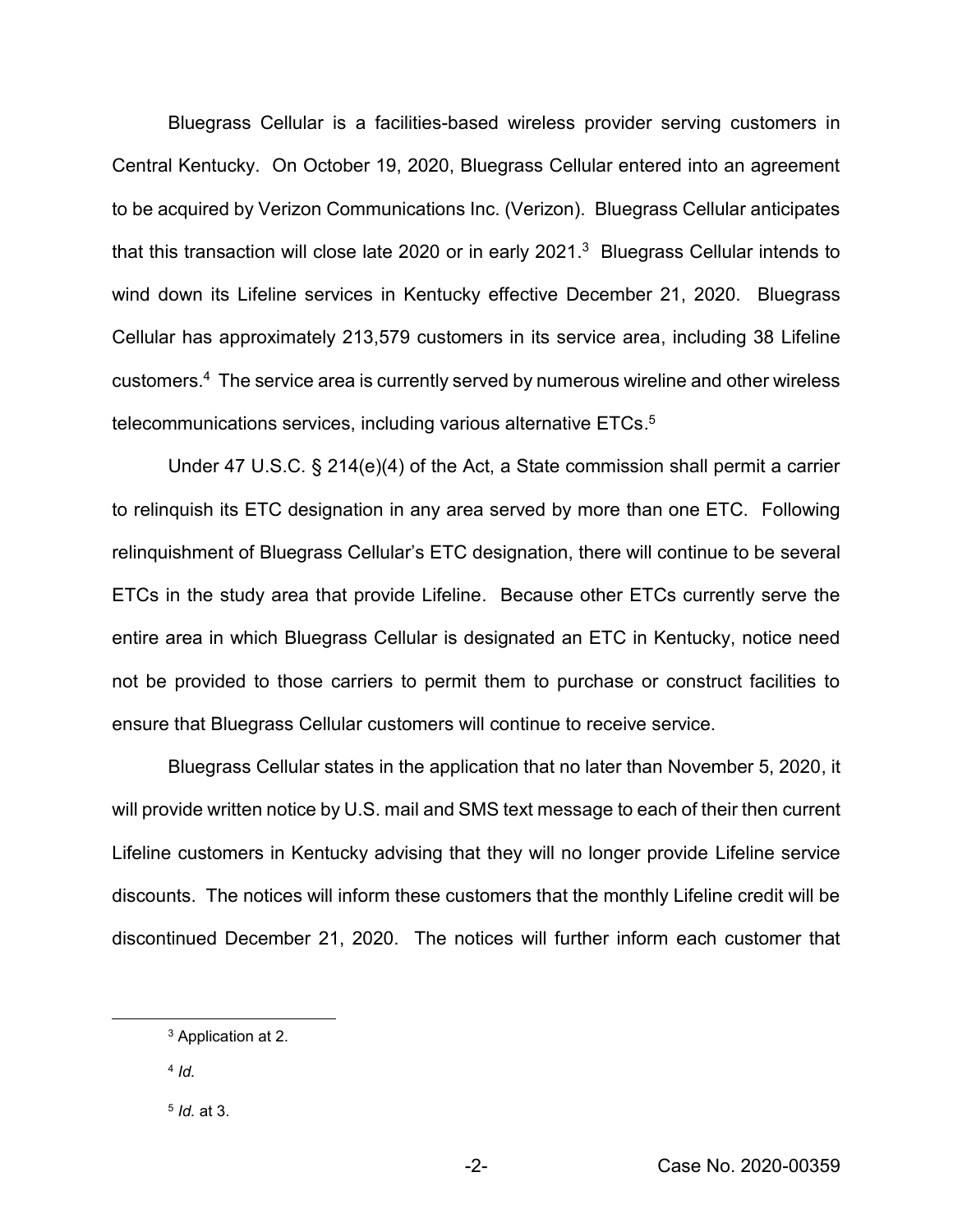Bluegrass Cellular is a facilities-based wireless provider serving customers in Central Kentucky. On October 19, 2020, Bluegrass Cellular entered into an agreement to be acquired by Verizon Communications Inc. (Verizon). Bluegrass Cellular anticipates that this transaction will close late 2020 or in early 2021.[3] Bluegrass Cellular intends to wind down its Lifeline services in Kentucky effective December 21, 2020. Bluegrass Cellular has approximately 213,579 customers in its service area, including 38 Lifeline customers.[4] The service area is currently served by numerous wireline and other wireless telecommunications services, including various alternative ETCs.[5]

Under 47 U.S.C. § 214(e)(4) of the Act, a State commission shall permit a carrier to relinquish its ETC designation in any area served by more than one ETC. Following relinquishment of Bluegrass Cellular's ETC designation, there will continue to be several ETCs in the study area that provide Lifeline. Because other ETCs currently serve the entire area in which Bluegrass Cellular is designated an ETC in Kentucky, notice need not be provided to those carriers to permit them to purchase or construct facilities to ensure that Bluegrass Cellular customers will continue to receive service.

Bluegrass Cellular states in the application that no later than November 5, 2020, it will provide written notice by U.S. mail and SMS text message to each of their then current Lifeline customers in Kentucky advising that they will no longer provide Lifeline service discounts. The notices will inform these customers that the monthly Lifeline credit will be discontinued December 21, 2020. The notices will further inform each customer that

---

[3] Application at 2.

[4] *Id.*

[5] *Id.* at 3.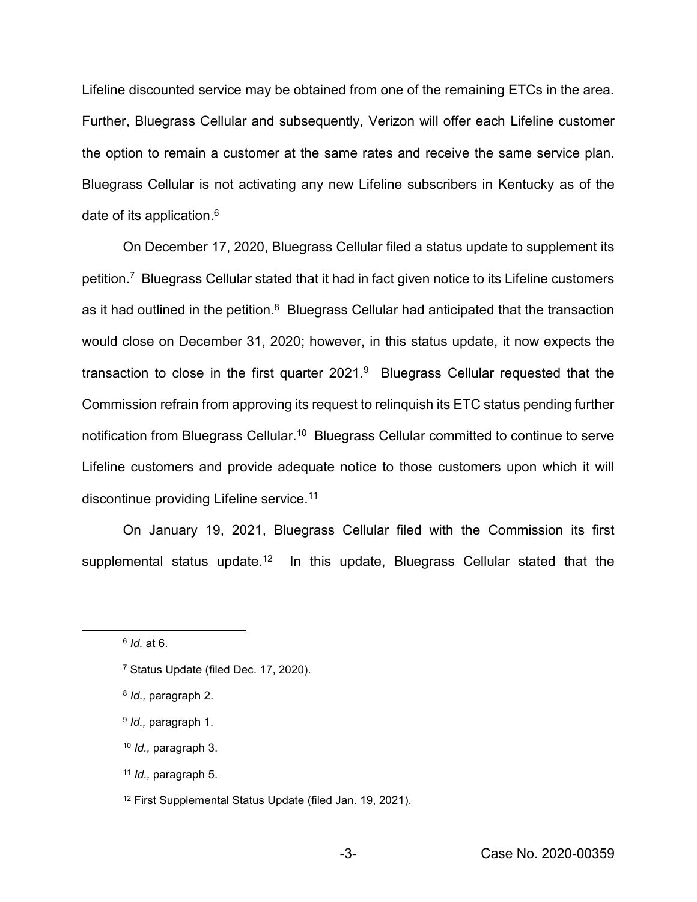Lifeline discounted service may be obtained from one of the remaining ETCs in the area. Further, Bluegrass Cellular and subsequently, Verizon will offer each Lifeline customer the option to remain a customer at the same rates and receive the same service plan. Bluegrass Cellular is not activating any new Lifeline subscribers in Kentucky as of the date of its application.[6]

On December 17, 2020, Bluegrass Cellular filed a status update to supplement its petition.[7] Bluegrass Cellular stated that it had in fact given notice to its Lifeline customers as it had outlined in the petition.[8] Bluegrass Cellular had anticipated that the transaction would close on December 31, 2020; however, in this status update, it now expects the transaction to close in the first quarter 2021.[9] Bluegrass Cellular requested that the Commission refrain from approving its request to relinquish its ETC status pending further notification from Bluegrass Cellular.[10] Bluegrass Cellular committed to continue to serve Lifeline customers and provide adequate notice to those customers upon which it will discontinue providing Lifeline service.[11]

On January 19, 2021, Bluegrass Cellular filed with the Commission its first supplemental status update.[12] In this update, Bluegrass Cellular stated that the

---

[6] *Id.* at 6.

[7] Status Update (filed Dec. 17, 2020).

[8] *Id.,* paragraph 2.

[9] *Id.,* paragraph 1.

[10] *Id.,* paragraph 3.

[11] *Id.,* paragraph 5.

[12] First Supplemental Status Update (filed Jan. 19, 2021).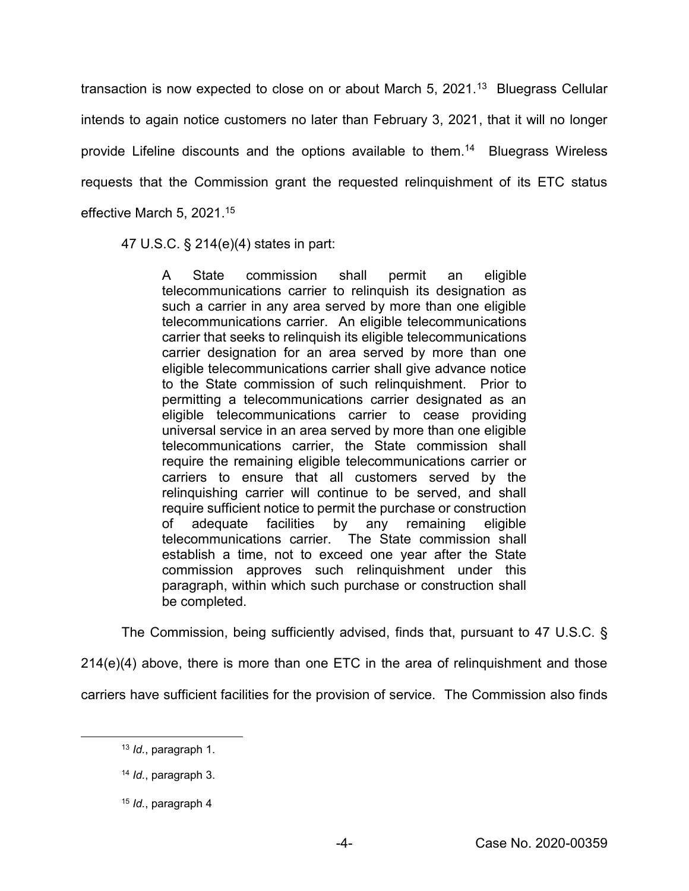transaction is now expected to close on or about March 5, 2021.[13] Bluegrass Cellular intends to again notice customers no later than February 3, 2021, that it will no longer provide Lifeline discounts and the options available to them.[14] Bluegrass Wireless requests that the Commission grant the requested relinquishment of its ETC status effective March 5, 2021.[15]

47 U.S.C. § 214(e)(4) states in part:

> A State commission shall permit an eligible telecommunications carrier to relinquish its designation as such a carrier in any area served by more than one eligible telecommunications carrier. An eligible telecommunications carrier that seeks to relinquish its eligible telecommunications carrier designation for an area served by more than one eligible telecommunications carrier shall give advance notice to the State commission of such relinquishment. Prior to permitting a telecommunications carrier designated as an eligible telecommunications carrier to cease providing universal service in an area served by more than one eligible telecommunications carrier, the State commission shall require the remaining eligible telecommunications carrier or carriers to ensure that all customers served by the relinquishing carrier will continue to be served, and shall require sufficient notice to permit the purchase or construction of adequate facilities by any remaining eligible telecommunications carrier. The State commission shall establish a time, not to exceed one year after the State commission approves such relinquishment under this paragraph, within which such purchase or construction shall be completed.

The Commission, being sufficiently advised, finds that, pursuant to 47 U.S.C. § 214(e)(4) above, there is more than one ETC in the area of relinquishment and those carriers have sufficient facilities for the provision of service. The Commission also finds

---

[13] *Id.*, paragraph 1.

[14] *Id.*, paragraph 3.

[15] *Id.*, paragraph 4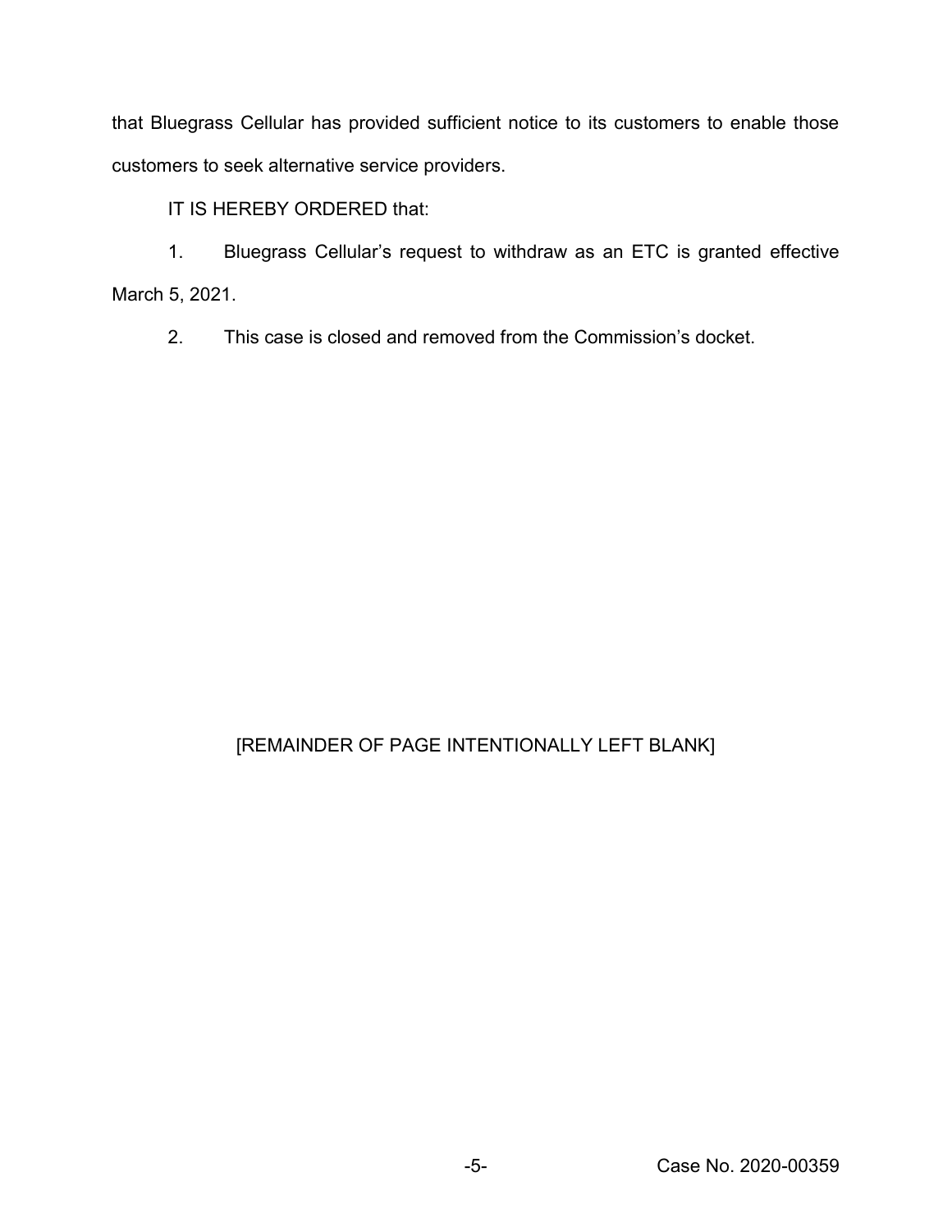that Bluegrass Cellular has provided sufficient notice to its customers to enable those customers to seek alternative service providers.

IT IS HEREBY ORDERED that:

1. Bluegrass Cellular's request to withdraw as an ETC is granted effective March 5, 2021.

2. This case is closed and removed from the Commission's docket.

[REMAINDER OF PAGE INTENTIONALLY LEFT BLANK]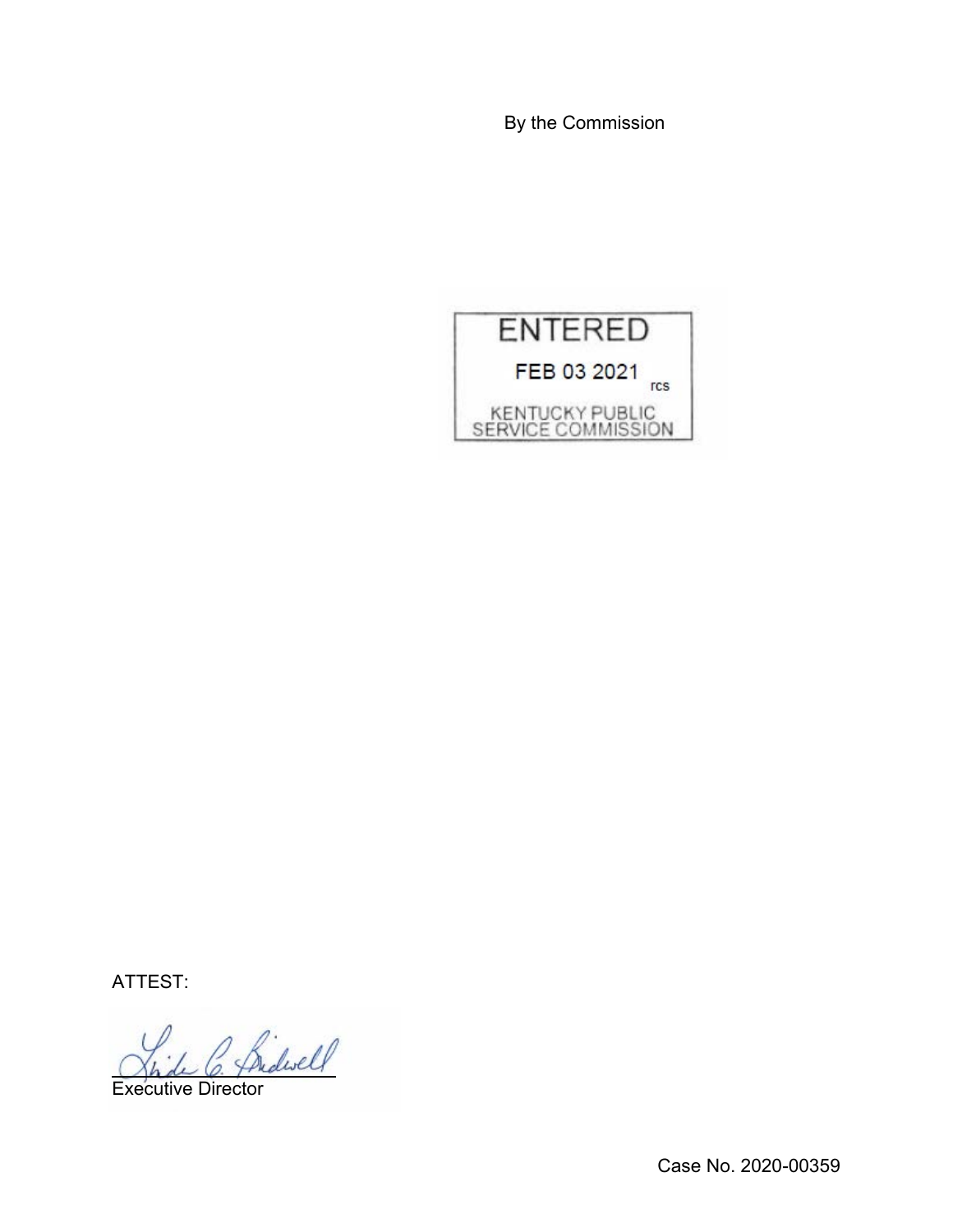By the Commission

ENTERED

FEB 03 2021

rcs

KENTUCKY PUBLIC SERVICE COMMISSION

ATTEST:

Executive Director

Case No. 2020-00359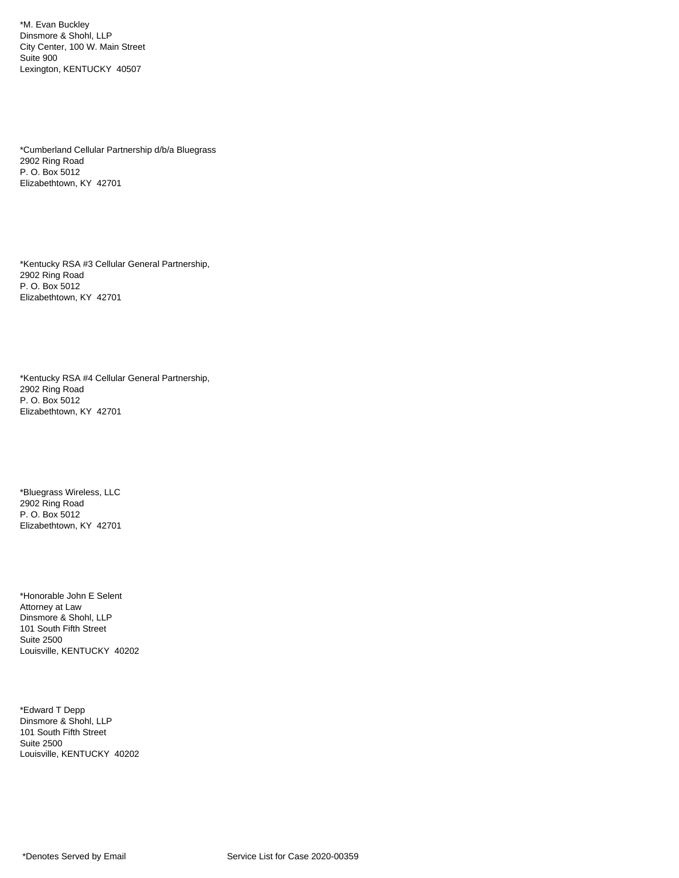*M. Evan Buckley
Dinsmore & Shohl, LLP
City Center, 100 W. Main Street
Suite 900
Lexington, KENTUCKY  40507

*Cumberland Cellular Partnership d/b/a Bluegrass
2902 Ring Road
P. O. Box 5012
Elizabethtown, KY  42701

*Kentucky RSA #3 Cellular General Partnership,
2902 Ring Road
P. O. Box 5012
Elizabethtown, KY  42701

*Kentucky RSA #4 Cellular General Partnership,
2902 Ring Road
P. O. Box 5012
Elizabethtown, KY  42701

*Bluegrass Wireless, LLC
2902 Ring Road
P. O. Box 5012
Elizabethtown, KY  42701

*Honorable John E Selent
Attorney at Law
Dinsmore & Shohl, LLP
101 South Fifth Street
Suite 2500
Louisville, KENTUCKY  40202

*Edward T Depp
Dinsmore & Shohl, LLP
101 South Fifth Street
Suite 2500
Louisville, KENTUCKY  40202

*Denotes Served by Email

Service List for Case 2020-00359